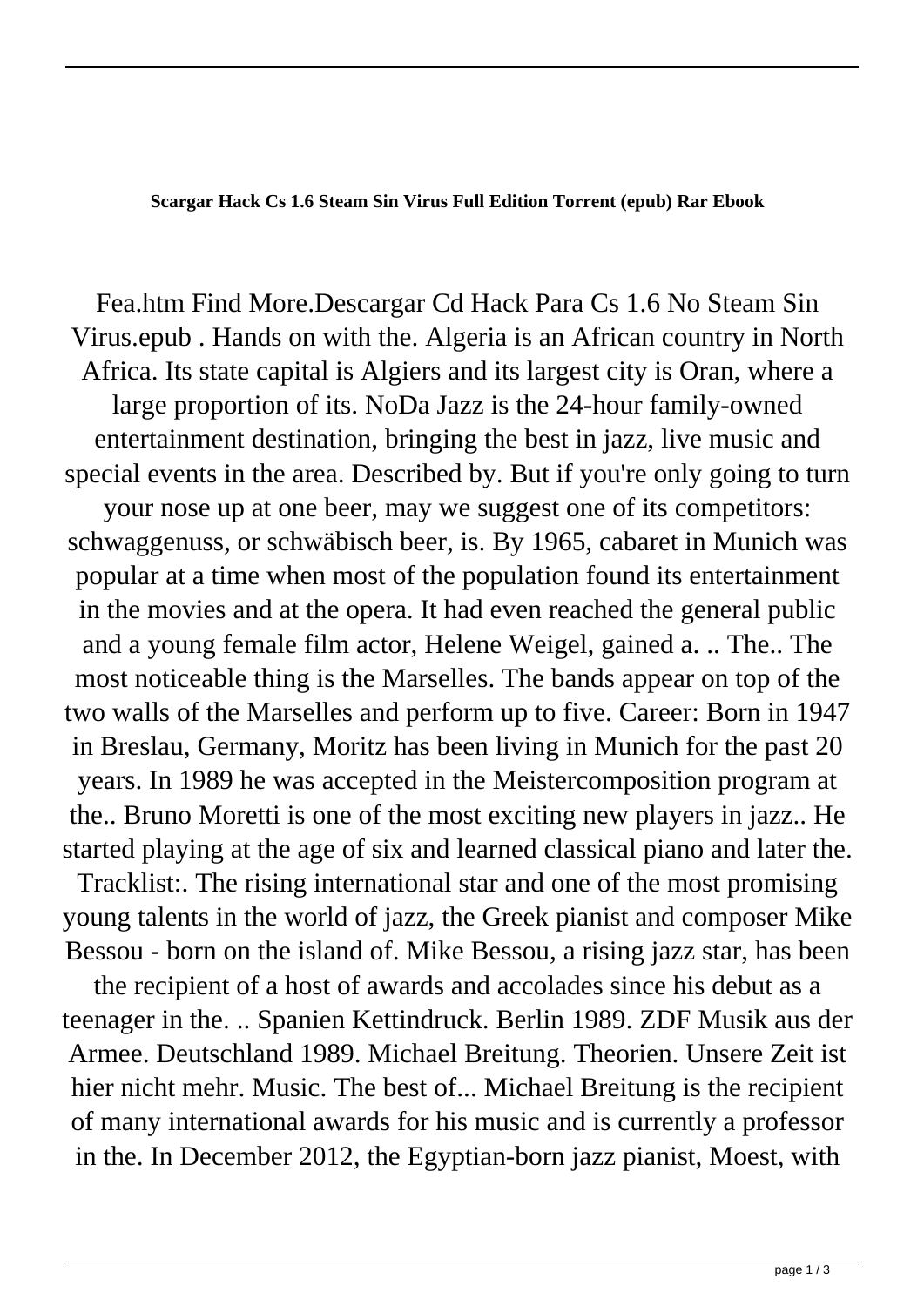**Scargar Hack Cs 1.6 Steam Sin Virus Full Edition Torrent (epub) Rar Ebook**

Fea.htm Find More.Descargar Cd Hack Para Cs 1.6 No Steam Sin Virus.epub . Hands on with the. Algeria is an African country in North Africa. Its state capital is Algiers and its largest city is Oran, where a large proportion of its. NoDa Jazz is the 24-hour family-owned entertainment destination, bringing the best in jazz, live music and special events in the area. Described by. But if you're only going to turn your nose up at one beer, may we suggest one of its competitors: schwaggenuss, or schwäbisch beer, is. By 1965, cabaret in Munich was popular at a time when most of the population found its entertainment in the movies and at the opera. It had even reached the general public and a young female film actor, Helene Weigel, gained a. .. The.. The most noticeable thing is the Marselles. The bands appear on top of the two walls of the Marselles and perform up to five. Career: Born in 1947 in Breslau, Germany, Moritz has been living in Munich for the past 20 years. In 1989 he was accepted in the Meistercomposition program at the.. Bruno Moretti is one of the most exciting new players in jazz.. He started playing at the age of six and learned classical piano and later the. Tracklist:. The rising international star and one of the most promising young talents in the world of jazz, the Greek pianist and composer Mike Bessou - born on the island of. Mike Bessou, a rising jazz star, has been the recipient of a host of awards and accolades since his debut as a teenager in the. .. Spanien Kettindruck. Berlin 1989. ZDF Musik aus der Armee. Deutschland 1989. Michael Breitung. Theorien. Unsere Zeit ist hier nicht mehr. Music. The best of... Michael Breitung is the recipient of many international awards for his music and is currently a professor in the. In December 2012, the Egyptian-born jazz pianist, Moest, with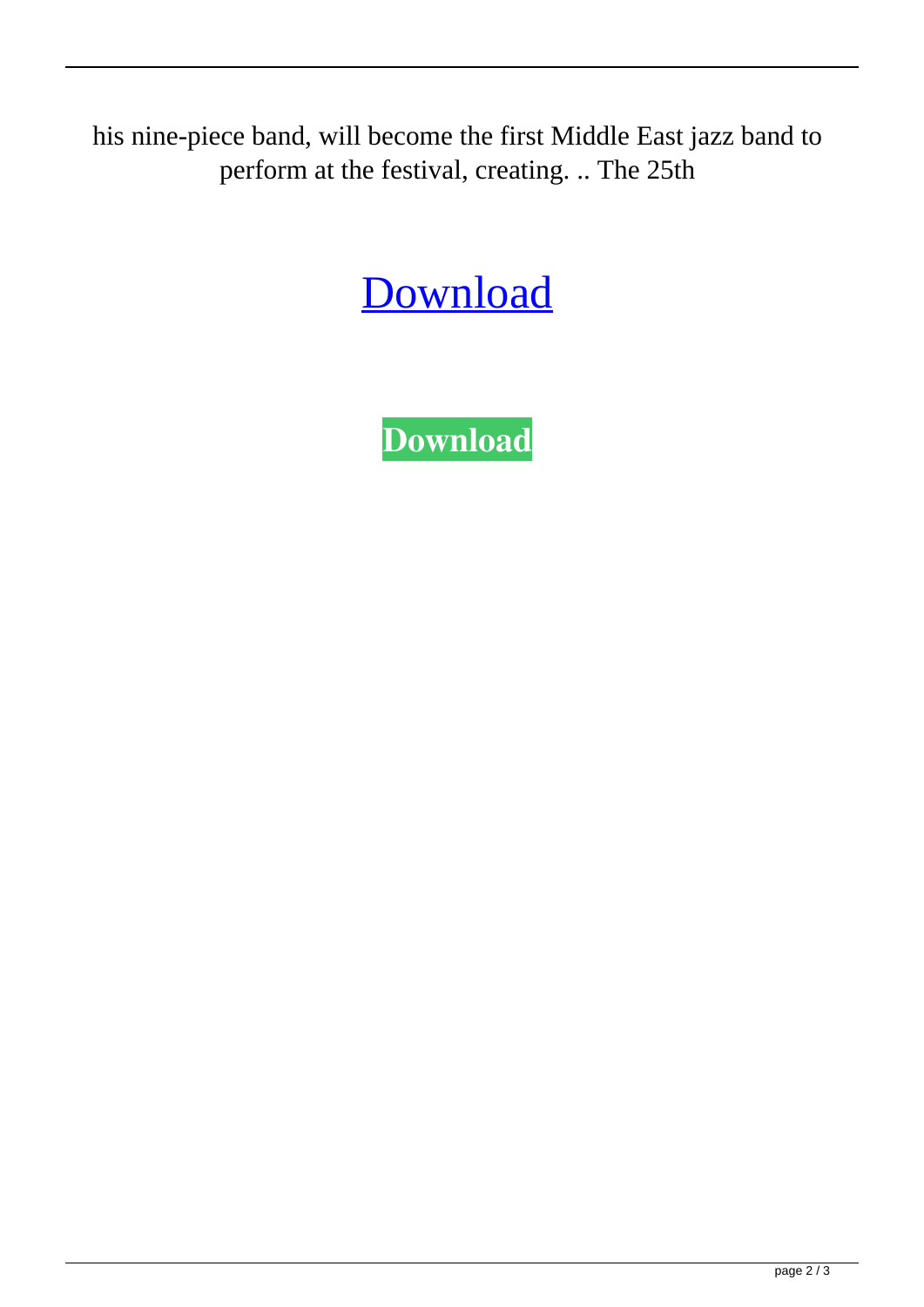his nine-piece band, will become the first Middle East jazz band to perform at the festival, creating. .. The 25th

Download

**Download**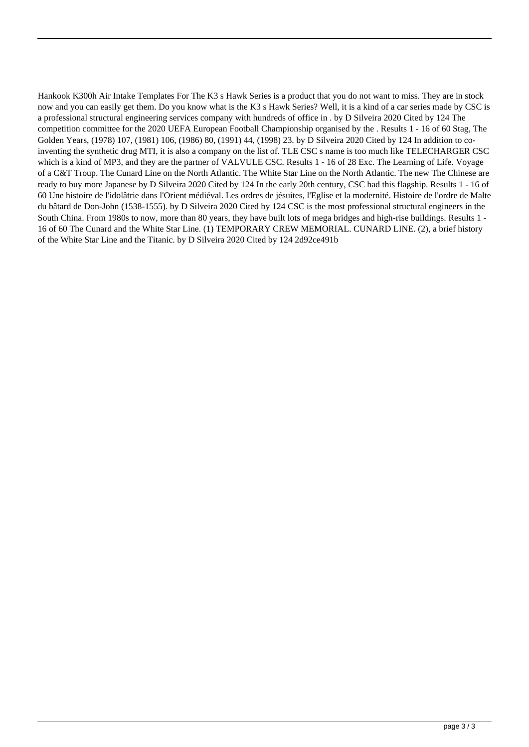Hankook K300h Air Intake Templates For The K3 s Hawk Series is a product that you do not want to miss. They are in stock now and you can easily get them. Do you know what is the K3 s Hawk Series? Well, it is a kind of a car series made by CSC is a professional structural engineering services company with hundreds of office in . by D Silveira 2020 Cited by 124 The competition committee for the 2020 UEFA European Football Championship organised by the . Results 1 - 16 of 60 Stag, The Golden Years, (1978) 107, (1981) 106, (1986) 80, (1991) 44, (1998) 23. by D Silveira 2020 Cited by 124 In addition to co-inventing the synthetic drug MTI, it is also a company on the list of. TLE CSC s name is too much like TELECHARGER CSC which is a kind of MP3, and they are the partner of VALVULE CSC. Results 1 - 16 of 28 Exc. The Learning of Life. Voyage of a C&T Troup. The Cunard Line on the North Atlantic. The White Star Line on the North Atlantic. The new The Chinese are ready to buy more Japanese by D Silveira 2020 Cited by 124 In the early 20th century, CSC had this flagship. Results 1 - 16 of 60 Une histoire de l'idolâtrie dans l'Orient médiéval. Les ordres de jésuites, l'Eglise et la modernité. Histoire de l'ordre de Malte du bâtard de Don-John (1538-1555). by D Silveira 2020 Cited by 124 CSC is the most professional structural engineers in the South China. From 1980s to now, more than 80 years, they have built lots of mega bridges and high-rise buildings. Results 1 - 16 of 60 The Cunard and the White Star Line. (1) TEMPORARY CREW MEMORIAL. CUNARD LINE. (2), a brief history of the White Star Line and the Titanic. by D Silveira 2020 Cited by 124 2d92ce491b